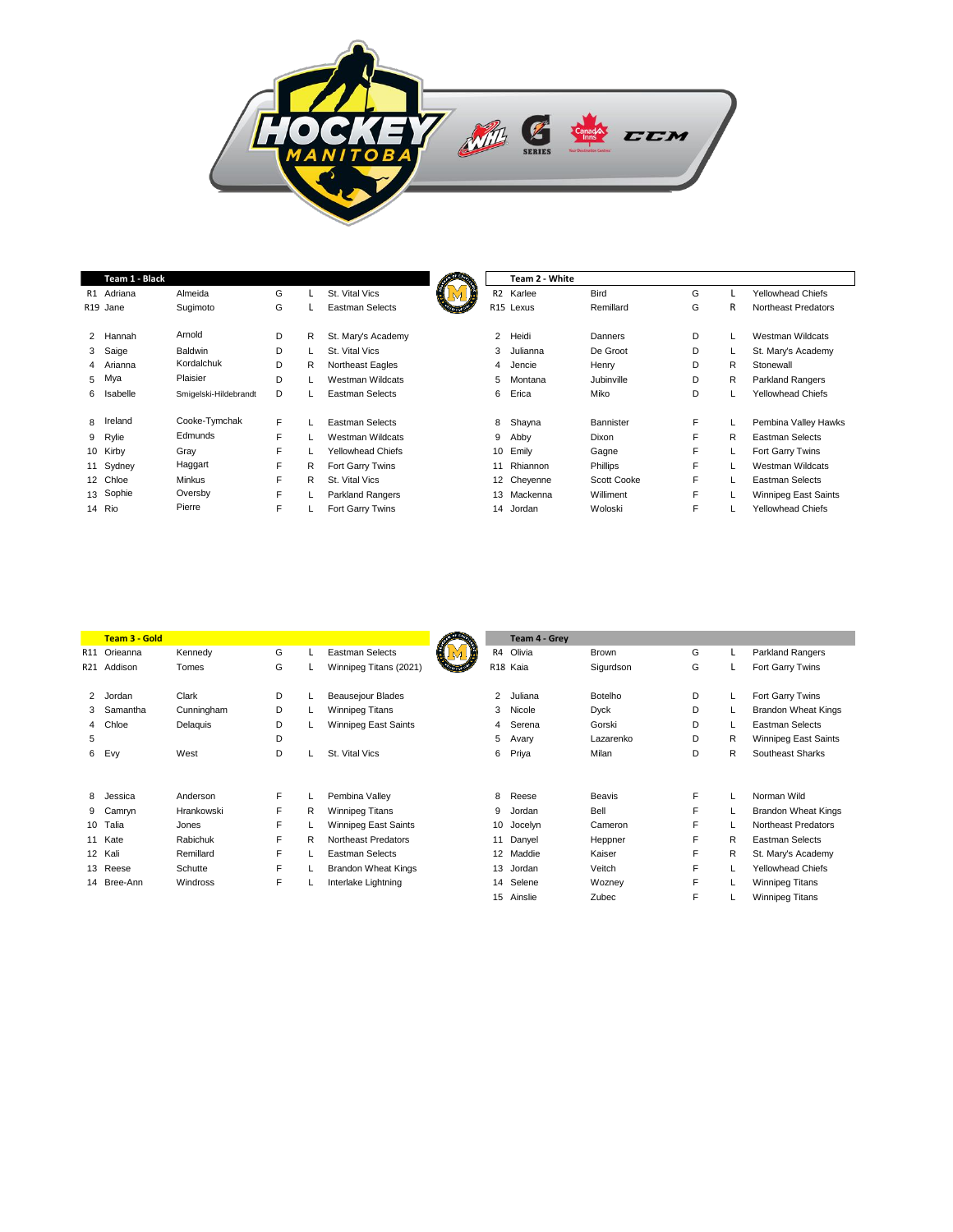## Team 1 - Black

| # | First | Last | Pos | Shoots | Team |
|---|---|---|---|---|---|
| R1 | Adriana | Almeida | G | L | St. Vital Vics |
| R19 | Jane | Sugimoto | G | L | Eastman Selects |
| 2 | Hannah | Arnold | D | R | St. Mary's Academy |
| 3 | Saige | Baldwin | D | L | St. Vital Vics |
| 4 | Arianna | Kordalchuk | D | R | Northeast Eagles |
| 5 | Mya | Plaisier | D | L | Westman Wildcats |
| 6 | Isabelle | Smigelski-Hildebrandt | D | L | Eastman Selects |
| 8 | Ireland | Cooke-Tymchak | F | L | Eastman Selects |
| 9 | Rylie | Edmunds | F | L | Westman Wildcats |
| 10 | Kirby | Gray | F | L | Yellowhead Chiefs |
| 11 | Sydney | Haggart | F | R | Fort Garry Twins |
| 12 | Chloe | Minkus | F | R | St. Vital Vics |
| 13 | Sophie | Oversby | F | L | Parkland Rangers |
| 14 | Rio | Pierre | F | L | Fort Garry Twins |

## Team 2 - White

| # | First | Last | Pos | Shoots | Team |
|---|---|---|---|---|---|
| R2 | Karlee | Bird | G | L | Yellowhead Chiefs |
| R15 | Lexus | Remillard | G | R | Northeast Predators |
| 2 | Heidi | Danners | D | L | Westman Wildcats |
| 3 | Julianna | De Groot | D | L | St. Mary's Academy |
| 4 | Jencie | Henry | D | R | Stonewall |
| 5 | Montana | Jubinville | D | R | Parkland Rangers |
| 6 | Erica | Miko | D | L | Yellowhead Chiefs |
| 8 | Shayna | Bannister | F | L | Pembina Valley Hawks |
| 9 | Abby | Dixon | F | R | Eastman Selects |
| 10 | Emily | Gagne | F | L | Fort Garry Twins |
| 11 | Rhiannon | Phillips | F | L | Westman Wildcats |
| 12 | Cheyenne | Scott Cooke | F | L | Eastman Selects |
| 13 | Mackenna | Williment | F | L | Winnipeg East Saints |
| 14 | Jordan | Woloski | F | L | Yellowhead Chiefs |

## Team 3 - Gold

| # | First | Last | Pos | Shoots | Team |
|---|---|---|---|---|---|
| R11 | Orieanna | Kennedy | G | L | Eastman Selects |
| R21 | Addison | Tomes | G | L | Winnipeg Titans (2021) |
| 2 | Jordan | Clark | D | L | Beausejour Blades |
| 3 | Samantha | Cunningham | D | L | Winnipeg Titans |
| 4 | Chloe | Delaquis | D | L | Winnipeg East Saints |
| 5 | | | D | | |
| 6 | Evy | West | D | L | St. Vital Vics |
| 8 | Jessica | Anderson | F | L | Pembina Valley |
| 9 | Camryn | Hrankowski | F | R | Winnipeg Titans |
| 10 | Talia | Jones | F | L | Winnipeg East Saints |
| 11 | Kate | Rabichuk | F | R | Northeast Predators |
| 12 | Kali | Remillard | F | L | Eastman Selects |
| 13 | Reese | Schutte | F | L | Brandon Wheat Kings |
| 14 | Bree-Ann | Windross | F | L | Interlake Lightning |

## Team 4 - Grey

| # | First | Last | Pos | Shoots | Team |
|---|---|---|---|---|---|
| R4 | Olivia | Brown | G | L | Parkland Rangers |
| R18 | Kaia | Sigurdson | G | L | Fort Garry Twins |
| 2 | Juliana | Botelho | D | L | Fort Garry Twins |
| 3 | Nicole | Dyck | D | L | Brandon Wheat Kings |
| 4 | Serena | Gorski | D | L | Eastman Selects |
| 5 | Avary | Lazarenko | D | R | Winnipeg East Saints |
| 6 | Priya | Milan | D | R | Southeast Sharks |
| 8 | Reese | Beavis | F | L | Norman Wild |
| 9 | Jordan | Bell | F | L | Brandon Wheat Kings |
| 10 | Jocelyn | Cameron | F | L | Northeast Predators |
| 11 | Danyel | Heppner | F | R | Eastman Selects |
| 12 | Maddie | Kaiser | F | R | St. Mary's Academy |
| 13 | Jordan | Veitch | F | L | Yellowhead Chiefs |
| 14 | Selene | Wozney | F | L | Winnipeg Titans |
| 15 | Ainslie | Zubec | F | L | Winnipeg Titans |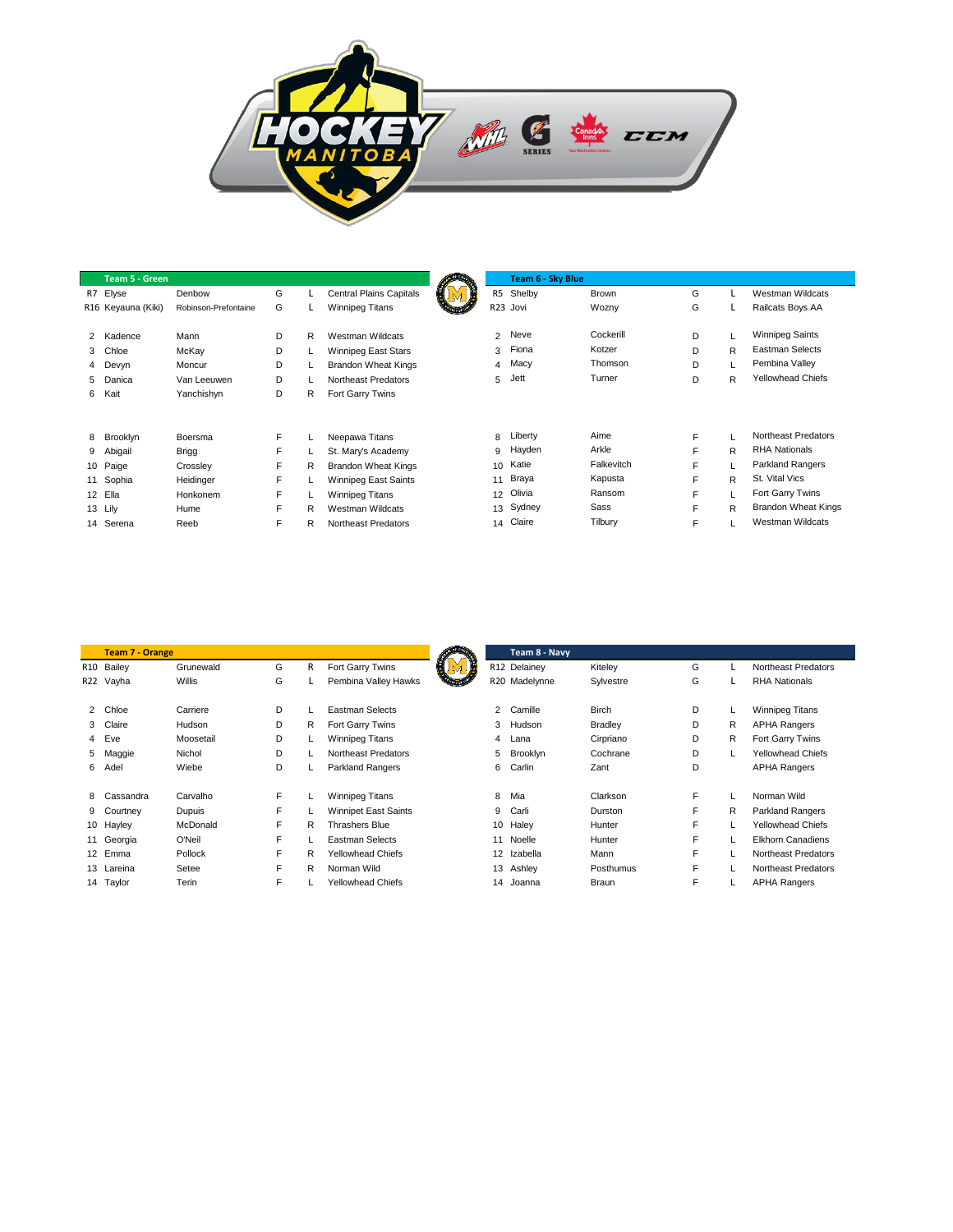## Team 5 - Green

| # | First | Last | Pos | Shoots | Team |
|---|---|---|---|---|---|
| R7 | Elyse | Denbow | G | L | Central Plains Capitals |
| R16 | Keyauna (Kiki) | Robinson-Prefontaine | G | L | Winnipeg Titans |
| 2 | Kadence | Mann | D | R | Westman Wildcats |
| 3 | Chloe | McKay | D | L | Winnipeg East Stars |
| 4 | Devyn | Moncur | D | L | Brandon Wheat Kings |
| 5 | Danica | Van Leeuwen | D | L | Northeast Predators |
| 6 | Kait | Yanchishyn | D | R | Fort Garry Twins |
| 8 | Brooklyn | Boersma | F | L | Neepawa Titans |
| 9 | Abigail | Brigg | F | L | St. Mary's Academy |
| 10 | Paige | Crossley | F | R | Brandon Wheat Kings |
| 11 | Sophia | Heidinger | F | L | Winnipeg East Saints |
| 12 | Ella | Honkonem | F | L | Winnipeg Titans |
| 13 | Lily | Hume | F | R | Westman Wildcats |
| 14 | Serena | Reeb | F | R | Northeast Predators |

## Team 6 - Sky Blue

| # | First | Last | Pos | Shoots | Team |
|---|---|---|---|---|---|
| R5 | Shelby | Brown | G | L | Westman Wildcats |
| R23 | Jovi | Wozny | G | L | Railcats Boys AA |
| 2 | Neve | Cockerill | D | L | Winnipeg Saints |
| 3 | Fiona | Kotzer | D | R | Eastman Selects |
| 4 | Macy | Thomson | D | L | Pembina Valley |
| 5 | Jett | Turner | D | R | Yellowhead Chiefs |
| 8 | Liberty | Aime | F | L | Northeast Predators |
| 9 | Hayden | Arkle | F | R | RHA Nationals |
| 10 | Katie | Falkevitch | F | L | Parkland Rangers |
| 11 | Braya | Kapusta | F | R | St. Vital Vics |
| 12 | Olivia | Ransom | F | L | Fort Garry Twins |
| 13 | Sydney | Sass | F | R | Brandon Wheat Kings |
| 14 | Claire | Tilbury | F | L | Westman Wildcats |

## Team 7 - Orange

| # | First | Last | Pos | Shoots | Team |
|---|---|---|---|---|---|
| R10 | Bailey | Grunewald | G | R | Fort Garry Twins |
| R22 | Vayha | Willis | G | L | Pembina Valley Hawks |
| 2 | Chloe | Carriere | D | L | Eastman Selects |
| 3 | Claire | Hudson | D | R | Fort Garry Twins |
| 4 | Eve | Moosetail | D | L | Winnipeg Titans |
| 5 | Maggie | Nichol | D | L | Northeast Predators |
| 6 | Adel | Wiebe | D | L | Parkland Rangers |
| 8 | Cassandra | Carvalho | F | L | Winnipeg Titans |
| 9 | Courtney | Dupuis | F | L | Winnipet East Saints |
| 10 | Hayley | McDonald | F | R | Thrashers Blue |
| 11 | Georgia | O'Neil | F | L | Eastman Selects |
| 12 | Emma | Pollock | F | R | Yellowhead Chiefs |
| 13 | Lareina | Setee | F | R | Norman Wild |
| 14 | Taylor | Terin | F | L | Yellowhead Chiefs |

## Team 8 - Navy

| # | First | Last | Pos | Shoots | Team |
|---|---|---|---|---|---|
| R12 | Delainey | Kiteley | G | L | Northeast Predators |
| R20 | Madelynne | Sylvestre | G | L | RHA Nationals |
| 2 | Camille | Birch | D | L | Winnipeg Titans |
| 3 | Hudson | Bradley | D | R | APHA Rangers |
| 4 | Lana | Cirpriano | D | R | Fort Garry Twins |
| 5 | Brooklyn | Cochrane | D | L | Yellowhead Chiefs |
| 6 | Carlin | Zant | D | | APHA Rangers |
| 8 | Mia | Clarkson | F | L | Norman Wild |
| 9 | Carli | Durston | F | R | Parkland Rangers |
| 10 | Haley | Hunter | F | L | Yellowhead Chiefs |
| 11 | Noelle | Hunter | F | L | Elkhorn Canadiens |
| 12 | Izabella | Mann | F | L | Northeast Predators |
| 13 | Ashley | Posthumus | F | L | Northeast Predators |
| 14 | Joanna | Braun | F | L | APHA Rangers |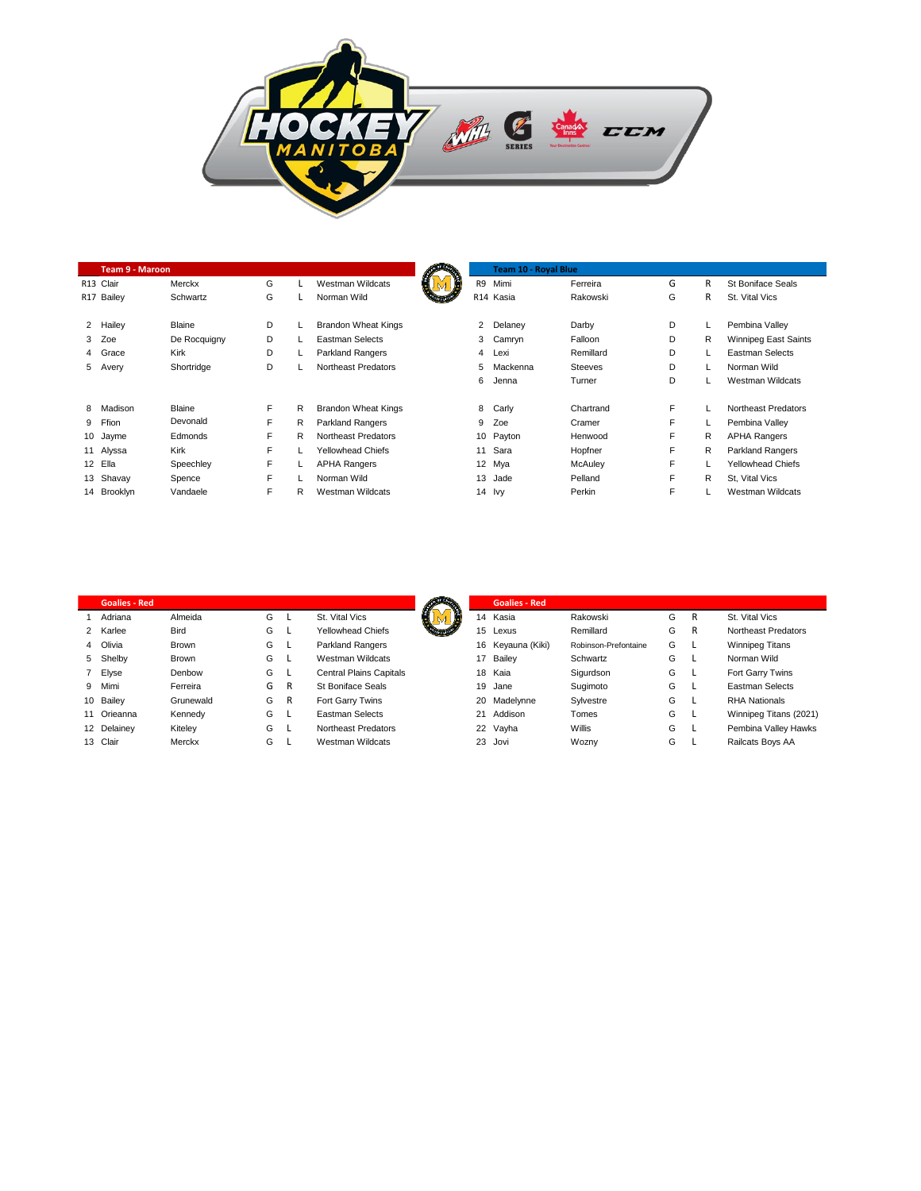| Team 9 - Maroon | | | | | |
|---|---|---|---|---|---|
| R13 | Clair | Merckx | G | L | Westman Wildcats |
| R17 | Bailey | Schwartz | G | L | Norman Wild |
| 2 | Hailey | Blaine | D | L | Brandon Wheat Kings |
| 3 | Zoe | De Rocquigny | D | L | Eastman Selects |
| 4 | Grace | Kirk | D | L | Parkland Rangers |
| 5 | Avery | Shortridge | D | L | Northeast Predators |
| 8 | Madison | Blaine | F | R | Brandon Wheat Kings |
| 9 | Ffion | Devonald | F | R | Parkland Rangers |
| 10 | Jayme | Edmonds | F | R | Northeast Predators |
| 11 | Alyssa | Kirk | F | L | Yellowhead Chiefs |
| 12 | Ella | Speechley | F | L | APHA Rangers |
| 13 | Shavay | Spence | F | L | Norman Wild |
| 14 | Brooklyn | Vandaele | F | R | Westman Wildcats |

| Team 10 - Royal Blue | | | | | |
|---|---|---|---|---|---|
| R9 | Mimi | Ferreira | G | R | St Boniface Seals |
| R14 | Kasia | Rakowski | G | R | St. Vital Vics |
| 2 | Delaney | Darby | D | L | Pembina Valley |
| 3 | Camryn | Falloon | D | R | Winnipeg East Saints |
| 4 | Lexi | Remillard | D | L | Eastman Selects |
| 5 | Mackenna | Steeves | D | L | Norman Wild |
| 6 | Jenna | Turner | D | L | Westman Wildcats |
| 8 | Carly | Chartrand | F | L | Northeast Predators |
| 9 | Zoe | Cramer | F | L | Pembina Valley |
| 10 | Payton | Henwood | F | R | APHA Rangers |
| 11 | Sara | Hopfner | F | R | Parkland Rangers |
| 12 | Mya | McAuley | F | L | Yellowhead Chiefs |
| 13 | Jade | Pelland | F | R | St, Vital Vics |
| 14 | Ivy | Perkin | F | L | Westman Wildcats |

| Goalies - Red | | | | | |
|---|---|---|---|---|---|
| 1 | Adriana | Almeida | G | L | St. Vital Vics |
| 2 | Karlee | Bird | G | L | Yellowhead Chiefs |
| 4 | Olivia | Brown | G | L | Parkland Rangers |
| 5 | Shelby | Brown | G | L | Westman Wildcats |
| 7 | Elyse | Denbow | G | L | Central Plains Capitals |
| 9 | Mimi | Ferreira | G | R | St Boniface Seals |
| 10 | Bailey | Grunewald | G | R | Fort Garry Twins |
| 11 | Orieanna | Kennedy | G | L | Eastman Selects |
| 12 | Delainey | Kiteley | G | L | Northeast Predators |
| 13 | Clair | Merckx | G | L | Westman Wildcats |

| Goalies - Red | | | | | |
|---|---|---|---|---|---|
| 14 | Kasia | Rakowski | G | R | St. Vital Vics |
| 15 | Lexus | Remillard | G | R | Northeast Predators |
| 16 | Keyauna (Kiki) | Robinson-Prefontaine | G | L | Winnipeg Titans |
| 17 | Bailey | Schwartz | G | L | Norman Wild |
| 18 | Kaia | Sigurdson | G | L | Fort Garry Twins |
| 19 | Jane | Sugimoto | G | L | Eastman Selects |
| 20 | Madelynne | Sylvestre | G | L | RHA Nationals |
| 21 | Addison | Tomes | G | L | Winnipeg Titans (2021) |
| 22 | Vayha | Willis | G | L | Pembina Valley Hawks |
| 23 | Jovi | Wozny | G | L | Railcats Boys AA |